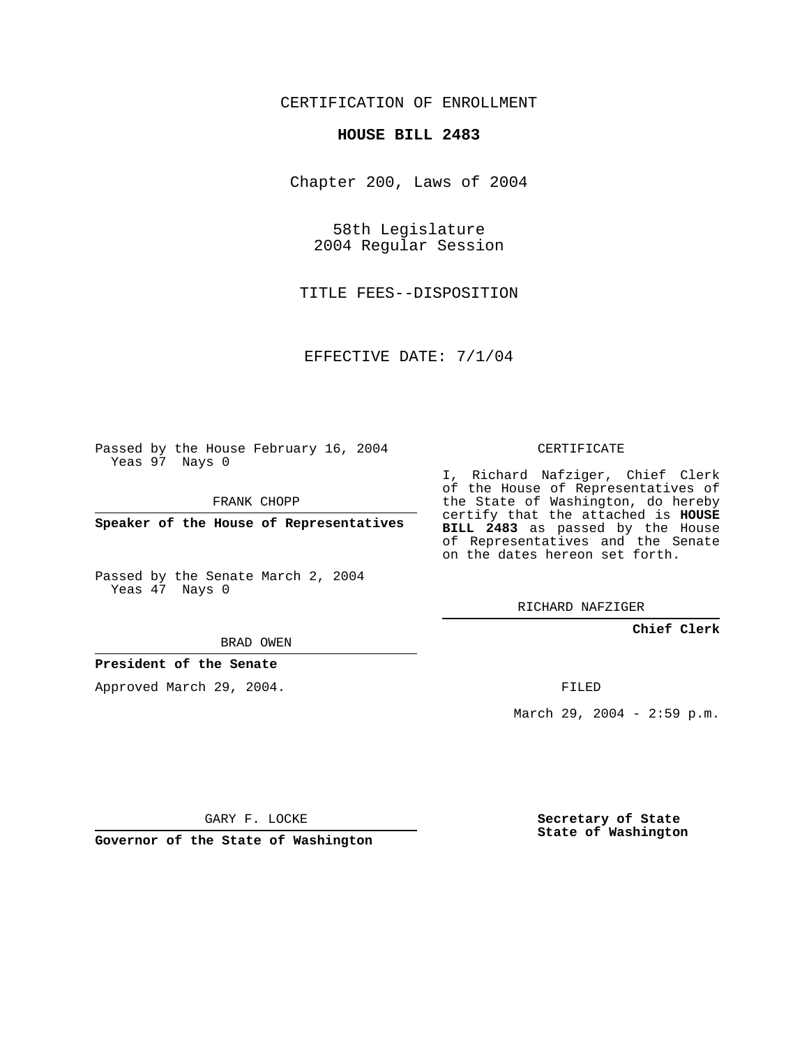CERTIFICATION OF ENROLLMENT

**HOUSE BILL 2483**

Chapter 200, Laws of 2004

58th Legislature
2004 Regular Session

TITLE FEES--DISPOSITION

EFFECTIVE DATE: 7/1/04

Passed by the House February 16, 2004
Yeas 97 Nays 0

FRANK CHOPP

**Speaker of the House of Representatives**

Passed by the Senate March 2, 2004
Yeas 47 Nays 0

BRAD OWEN

**President of the Senate**

Approved March 29, 2004.

GARY F. LOCKE

**Governor of the State of Washington**

CERTIFICATE

I, Richard Nafziger, Chief Clerk of the House of Representatives of the State of Washington, do hereby certify that the attached is **HOUSE BILL 2483** as passed by the House of Representatives and the Senate on the dates hereon set forth.

RICHARD NAFZIGER

**Chief Clerk**

FILED

March 29, 2004 - 2:59 p.m.

**Secretary of State**
**State of Washington**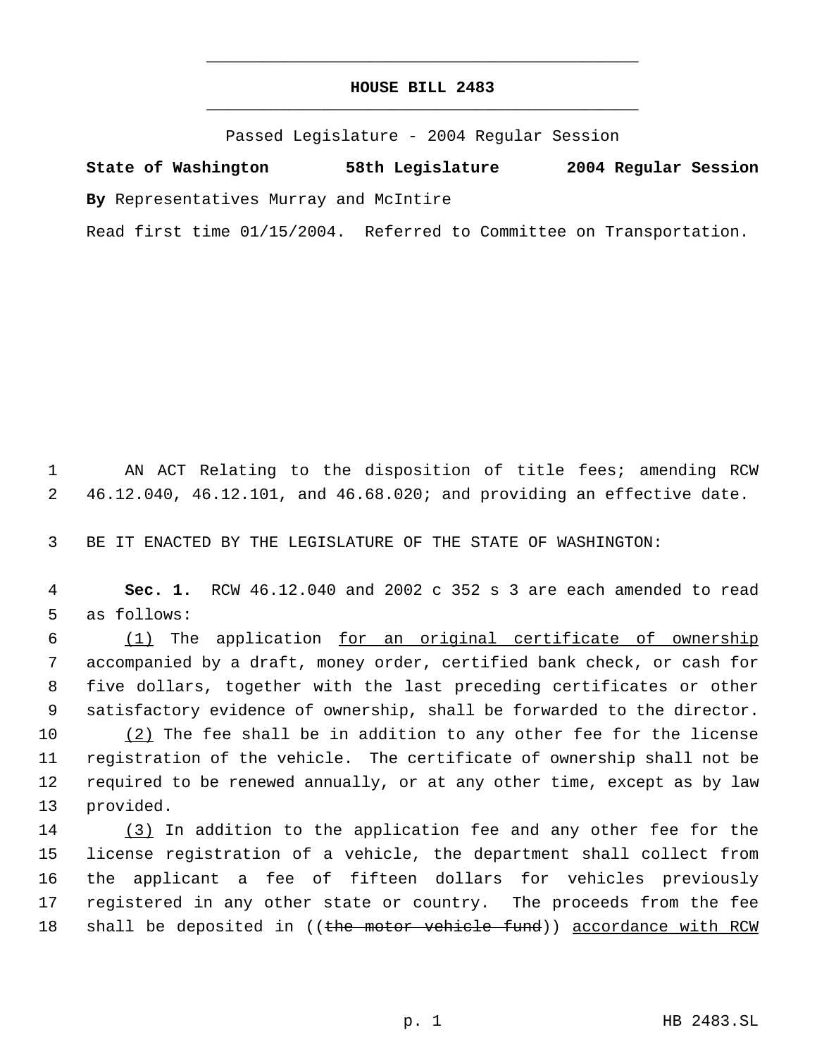# HOUSE BILL 2483

Passed Legislature - 2004 Regular Session

**State of Washington 58th Legislature 2004 Regular Session**

**By** Representatives Murray and McIntire

Read first time 01/15/2004. Referred to Committee on Transportation.

AN ACT Relating to the disposition of title fees; amending RCW 46.12.040, 46.12.101, and 46.68.020; and providing an effective date.

BE IT ENACTED BY THE LEGISLATURE OF THE STATE OF WASHINGTON:

**Sec. 1.** RCW 46.12.040 and 2002 c 352 s 3 are each amended to read as follows:

<u>(1)</u> The application <u>for an original certificate of ownership</u> accompanied by a draft, money order, certified bank check, or cash for five dollars, together with the last preceding certificates or other satisfactory evidence of ownership, shall be forwarded to the director.

<u>(2)</u> The fee shall be in addition to any other fee for the license registration of the vehicle. The certificate of ownership shall not be required to be renewed annually, or at any other time, except as by law provided.

<u>(3)</u> In addition to the application fee and any other fee for the license registration of a vehicle, the department shall collect from the applicant a fee of fifteen dollars for vehicles previously registered in any other state or country. The proceeds from the fee shall be deposited in ((~~the motor vehicle fund~~)) <u>accordance with RCW</u>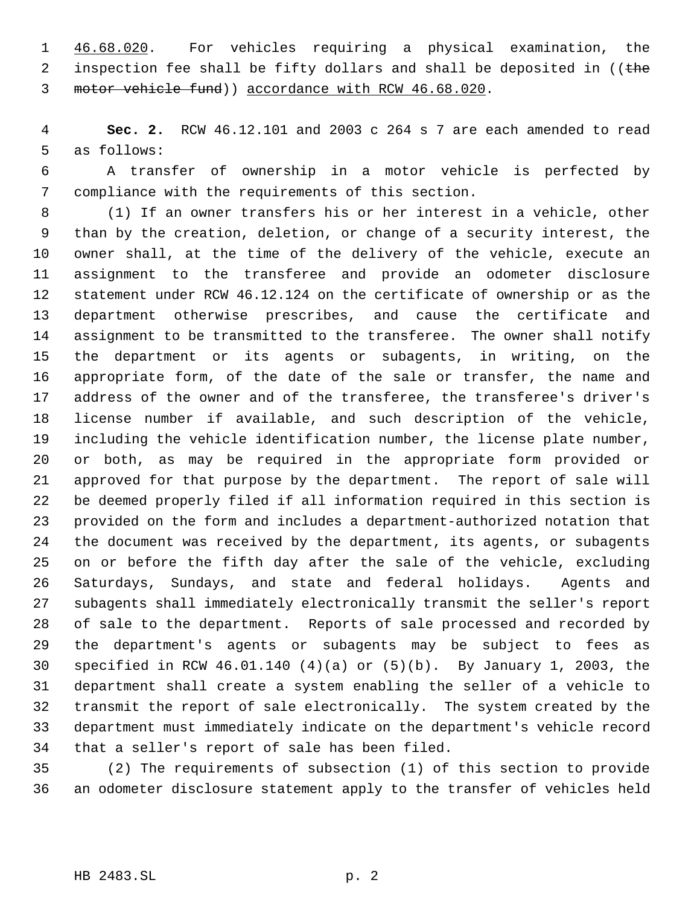46.68.020. For vehicles requiring a physical examination, the inspection fee shall be fifty dollars and shall be deposited in ((~~the motor vehicle fund~~)) accordance with RCW 46.68.020.

**Sec. 2.** RCW 46.12.101 and 2003 c 264 s 7 are each amended to read as follows:

A transfer of ownership in a motor vehicle is perfected by compliance with the requirements of this section.

(1) If an owner transfers his or her interest in a vehicle, other than by the creation, deletion, or change of a security interest, the owner shall, at the time of the delivery of the vehicle, execute an assignment to the transferee and provide an odometer disclosure statement under RCW 46.12.124 on the certificate of ownership or as the department otherwise prescribes, and cause the certificate and assignment to be transmitted to the transferee. The owner shall notify the department or its agents or subagents, in writing, on the appropriate form, of the date of the sale or transfer, the name and address of the owner and of the transferee, the transferee's driver's license number if available, and such description of the vehicle, including the vehicle identification number, the license plate number, or both, as may be required in the appropriate form provided or approved for that purpose by the department. The report of sale will be deemed properly filed if all information required in this section is provided on the form and includes a department-authorized notation that the document was received by the department, its agents, or subagents on or before the fifth day after the sale of the vehicle, excluding Saturdays, Sundays, and state and federal holidays. Agents and subagents shall immediately electronically transmit the seller's report of sale to the department. Reports of sale processed and recorded by the department's agents or subagents may be subject to fees as specified in RCW 46.01.140 (4)(a) or (5)(b). By January 1, 2003, the department shall create a system enabling the seller of a vehicle to transmit the report of sale electronically. The system created by the department must immediately indicate on the department's vehicle record that a seller's report of sale has been filed.

(2) The requirements of subsection (1) of this section to provide an odometer disclosure statement apply to the transfer of vehicles held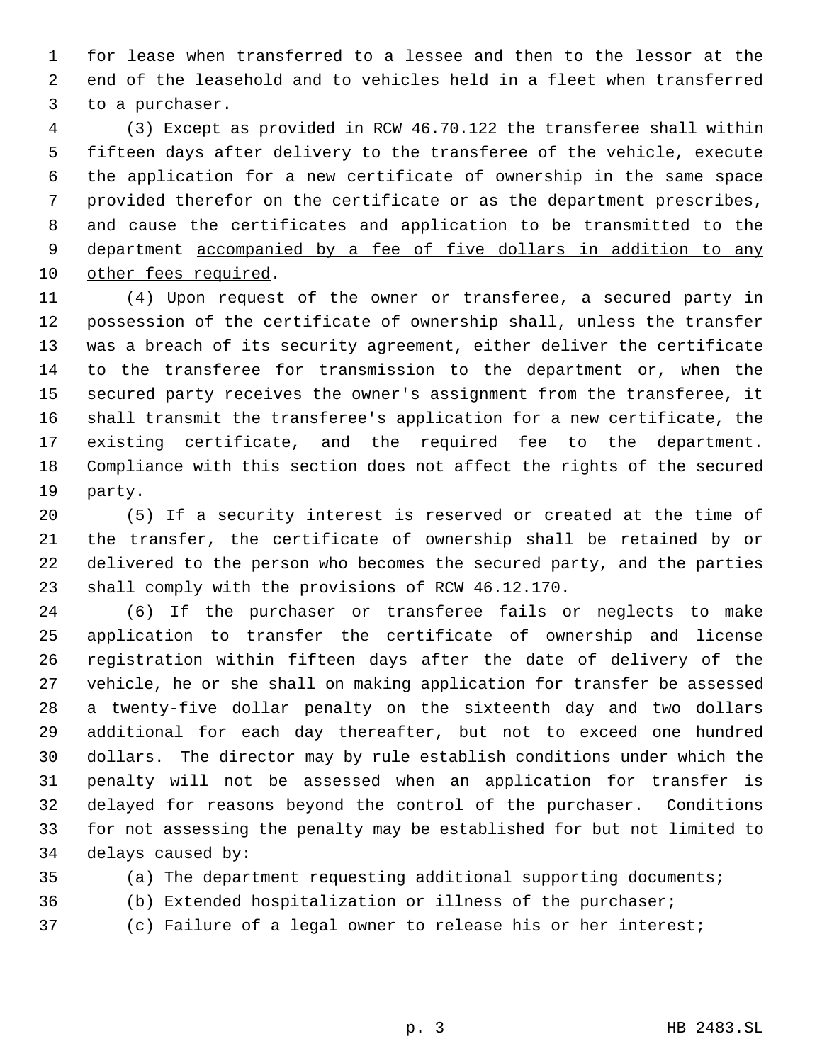for lease when transferred to a lessee and then to the lessor at the end of the leasehold and to vehicles held in a fleet when transferred to a purchaser.

(3) Except as provided in RCW 46.70.122 the transferee shall within fifteen days after delivery to the transferee of the vehicle, execute the application for a new certificate of ownership in the same space provided therefor on the certificate or as the department prescribes, and cause the certificates and application to be transmitted to the department <u>accompanied by a fee of five dollars in addition to any other fees required</u>.

(4) Upon request of the owner or transferee, a secured party in possession of the certificate of ownership shall, unless the transfer was a breach of its security agreement, either deliver the certificate to the transferee for transmission to the department or, when the secured party receives the owner's assignment from the transferee, it shall transmit the transferee's application for a new certificate, the existing certificate, and the required fee to the department. Compliance with this section does not affect the rights of the secured party.

(5) If a security interest is reserved or created at the time of the transfer, the certificate of ownership shall be retained by or delivered to the person who becomes the secured party, and the parties shall comply with the provisions of RCW 46.12.170.

(6) If the purchaser or transferee fails or neglects to make application to transfer the certificate of ownership and license registration within fifteen days after the date of delivery of the vehicle, he or she shall on making application for transfer be assessed a twenty-five dollar penalty on the sixteenth day and two dollars additional for each day thereafter, but not to exceed one hundred dollars. The director may by rule establish conditions under which the penalty will not be assessed when an application for transfer is delayed for reasons beyond the control of the purchaser. Conditions for not assessing the penalty may be established for but not limited to delays caused by:

(a) The department requesting additional supporting documents;

(b) Extended hospitalization or illness of the purchaser;

(c) Failure of a legal owner to release his or her interest;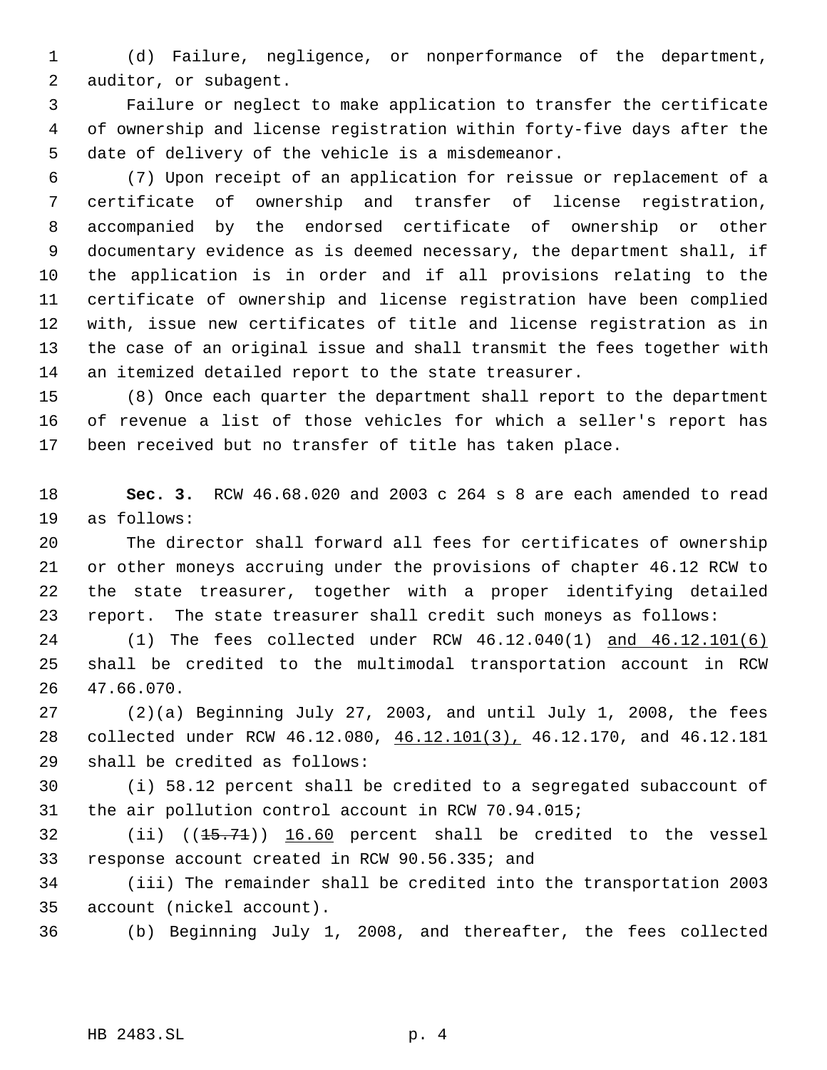(d) Failure, negligence, or nonperformance of the department, auditor, or subagent.

Failure or neglect to make application to transfer the certificate of ownership and license registration within forty-five days after the date of delivery of the vehicle is a misdemeanor.

(7) Upon receipt of an application for reissue or replacement of a certificate of ownership and transfer of license registration, accompanied by the endorsed certificate of ownership or other documentary evidence as is deemed necessary, the department shall, if the application is in order and if all provisions relating to the certificate of ownership and license registration have been complied with, issue new certificates of title and license registration as in the case of an original issue and shall transmit the fees together with an itemized detailed report to the state treasurer.

(8) Once each quarter the department shall report to the department of revenue a list of those vehicles for which a seller's report has been received but no transfer of title has taken place.

**Sec. 3.** RCW 46.68.020 and 2003 c 264 s 8 are each amended to read as follows:

The director shall forward all fees for certificates of ownership or other moneys accruing under the provisions of chapter 46.12 RCW to the state treasurer, together with a proper identifying detailed report. The state treasurer shall credit such moneys as follows:

(1) The fees collected under RCW 46.12.040(1) <u>and 46.12.101(6)</u> shall be credited to the multimodal transportation account in RCW 47.66.070.

(2)(a) Beginning July 27, 2003, and until July 1, 2008, the fees collected under RCW 46.12.080, <u>46.12.101(3),</u> 46.12.170, and 46.12.181 shall be credited as follows:

(i) 58.12 percent shall be credited to a segregated subaccount of the air pollution control account in RCW 70.94.015;

(ii) ((~~15.71~~)) <u>16.60</u> percent shall be credited to the vessel response account created in RCW 90.56.335; and

(iii) The remainder shall be credited into the transportation 2003 account (nickel account).

(b) Beginning July 1, 2008, and thereafter, the fees collected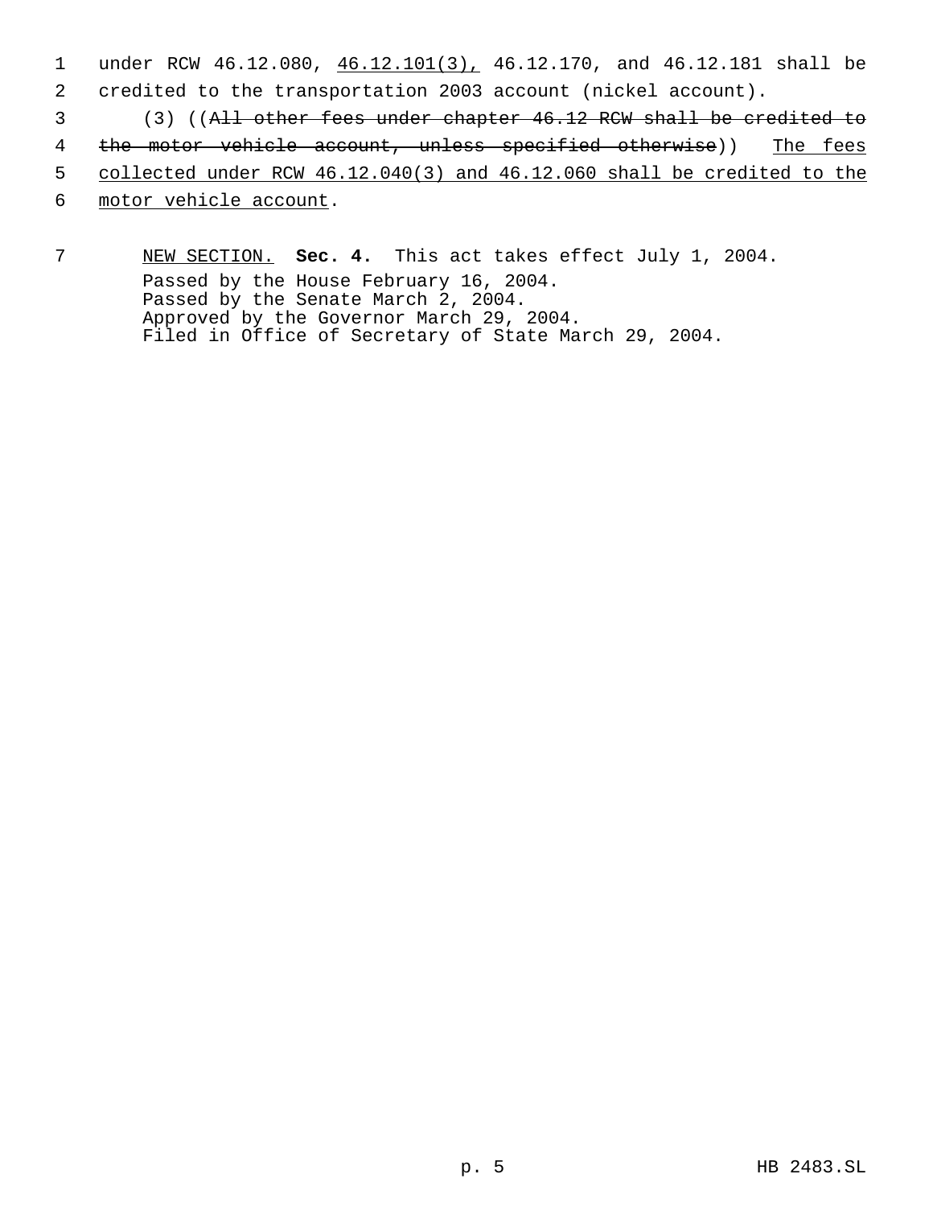under RCW 46.12.080, <u>46.12.101(3),</u> 46.12.170, and 46.12.181 shall be credited to the transportation 2003 account (nickel account).

(3) ((~~All other fees under chapter 46.12 RCW shall be credited to the motor vehicle account, unless specified otherwise~~)) <u>The fees collected under RCW 46.12.040(3) and 46.12.060 shall be credited to the motor vehicle account</u>.

<u>NEW SECTION.</u> **Sec. 4.** This act takes effect July 1, 2004.

Passed by the House February 16, 2004.
Passed by the Senate March 2, 2004.
Approved by the Governor March 29, 2004.
Filed in Office of Secretary of State March 29, 2004.